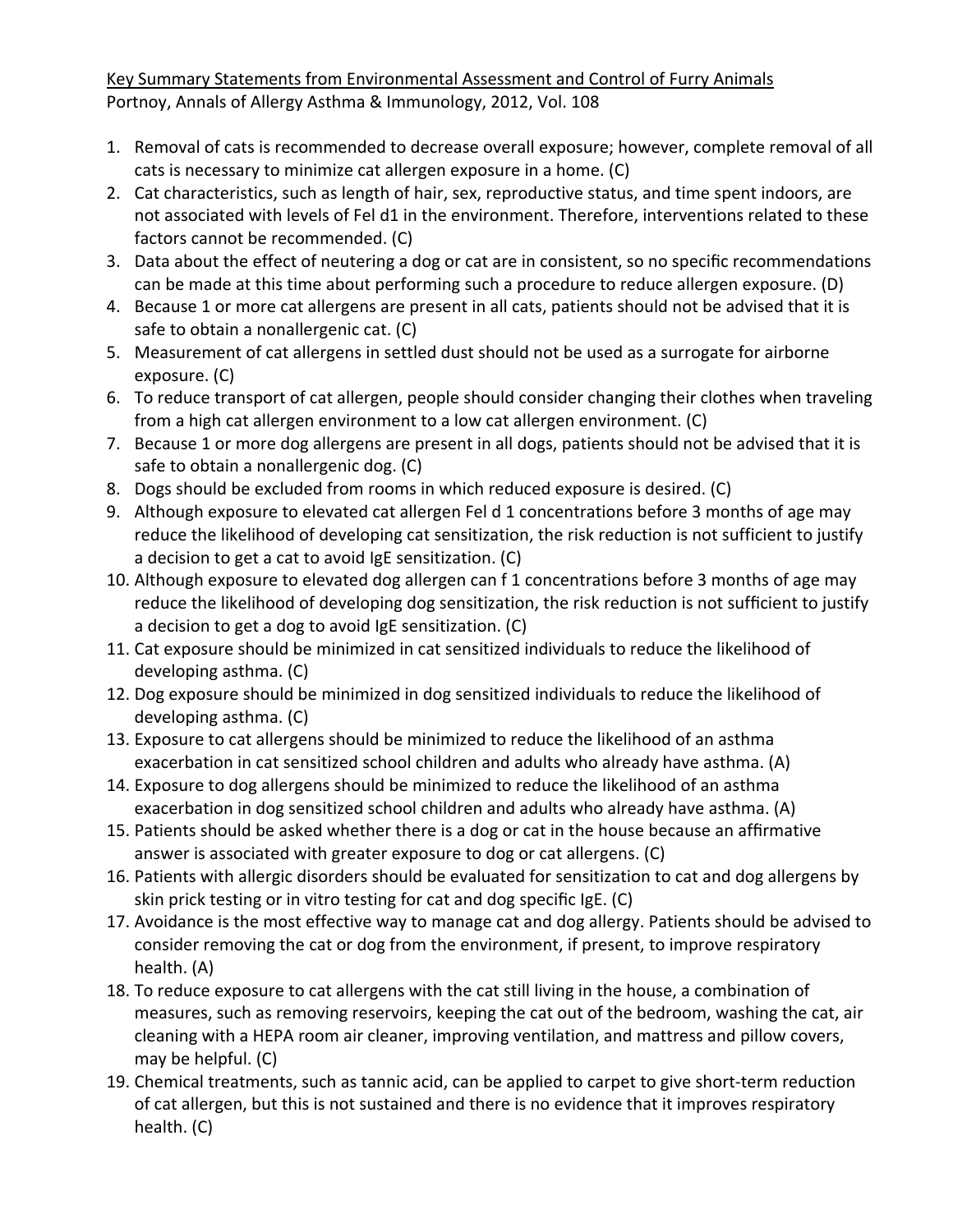Key Summary Statements from Environmental Assessment and Control of Furry Animals
Portnoy, Annals of Allergy Asthma & Immunology, 2012, Vol. 108

1. Removal of cats is recommended to decrease overall exposure; however, complete removal of all cats is necessary to minimize cat allergen exposure in a home. (C)
2. Cat characteristics, such as length of hair, sex, reproductive status, and time spent indoors, are not associated with levels of Fel d1 in the environment. Therefore, interventions related to these factors cannot be recommended. (C)
3. Data about the effect of neutering a dog or cat are in consistent, so no specific recommendations can be made at this time about performing such a procedure to reduce allergen exposure. (D)
4. Because 1 or more cat allergens are present in all cats, patients should not be advised that it is safe to obtain a nonallergenic cat. (C)
5. Measurement of cat allergens in settled dust should not be used as a surrogate for airborne exposure. (C)
6. To reduce transport of cat allergen, people should consider changing their clothes when traveling from a high cat allergen environment to a low cat allergen environment. (C)
7. Because 1 or more dog allergens are present in all dogs, patients should not be advised that it is safe to obtain a nonallergenic dog. (C)
8. Dogs should be excluded from rooms in which reduced exposure is desired. (C)
9. Although exposure to elevated cat allergen Fel d 1 concentrations before 3 months of age may reduce the likelihood of developing cat sensitization, the risk reduction is not sufficient to justify a decision to get a cat to avoid IgE sensitization. (C)
10. Although exposure to elevated dog allergen can f 1 concentrations before 3 months of age may reduce the likelihood of developing dog sensitization, the risk reduction is not sufficient to justify a decision to get a dog to avoid IgE sensitization. (C)
11. Cat exposure should be minimized in cat sensitized individuals to reduce the likelihood of developing asthma. (C)
12. Dog exposure should be minimized in dog sensitized individuals to reduce the likelihood of developing asthma. (C)
13. Exposure to cat allergens should be minimized to reduce the likelihood of an asthma exacerbation in cat sensitized school children and adults who already have asthma. (A)
14. Exposure to dog allergens should be minimized to reduce the likelihood of an asthma exacerbation in dog sensitized school children and adults who already have asthma. (A)
15. Patients should be asked whether there is a dog or cat in the house because an affirmative answer is associated with greater exposure to dog or cat allergens. (C)
16. Patients with allergic disorders should be evaluated for sensitization to cat and dog allergens by skin prick testing or in vitro testing for cat and dog specific IgE. (C)
17. Avoidance is the most effective way to manage cat and dog allergy. Patients should be advised to consider removing the cat or dog from the environment, if present, to improve respiratory health. (A)
18. To reduce exposure to cat allergens with the cat still living in the house, a combination of measures, such as removing reservoirs, keeping the cat out of the bedroom, washing the cat, air cleaning with a HEPA room air cleaner, improving ventilation, and mattress and pillow covers, may be helpful. (C)
19. Chemical treatments, such as tannic acid, can be applied to carpet to give short-term reduction of cat allergen, but this is not sustained and there is no evidence that it improves respiratory health. (C)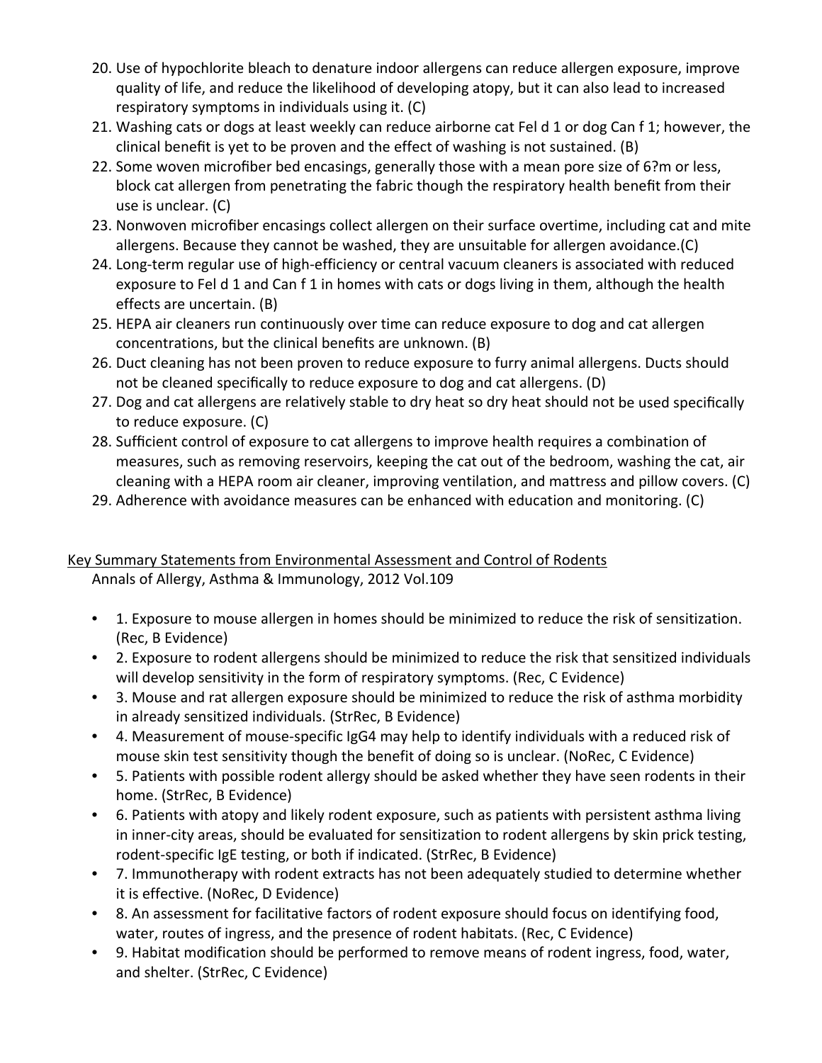20. Use of hypochlorite bleach to denature indoor allergens can reduce allergen exposure, improve quality of life, and reduce the likelihood of developing atopy, but it can also lead to increased respiratory symptoms in individuals using it. (C)
21. Washing cats or dogs at least weekly can reduce airborne cat Fel d 1 or dog Can f 1; however, the clinical benefit is yet to be proven and the effect of washing is not sustained. (B)
22. Some woven microfiber bed encasings, generally those with a mean pore size of 6?m or less, block cat allergen from penetrating the fabric though the respiratory health benefit from their use is unclear. (C)
23. Nonwoven microfiber encasings collect allergen on their surface overtime, including cat and mite allergens. Because they cannot be washed, they are unsuitable for allergen avoidance.(C)
24. Long-term regular use of high-efficiency or central vacuum cleaners is associated with reduced exposure to Fel d 1 and Can f 1 in homes with cats or dogs living in them, although the health effects are uncertain. (B)
25. HEPA air cleaners run continuously over time can reduce exposure to dog and cat allergen concentrations, but the clinical benefits are unknown. (B)
26. Duct cleaning has not been proven to reduce exposure to furry animal allergens. Ducts should not be cleaned specifically to reduce exposure to dog and cat allergens. (D)
27. Dog and cat allergens are relatively stable to dry heat so dry heat should not be used specifically to reduce exposure. (C)
28. Sufficient control of exposure to cat allergens to improve health requires a combination of measures, such as removing reservoirs, keeping the cat out of the bedroom, washing the cat, air cleaning with a HEPA room air cleaner, improving ventilation, and mattress and pillow covers. (C)
29. Adherence with avoidance measures can be enhanced with education and monitoring. (C)

<u>Key Summary Statements from Environmental Assessment and Control of Rodents</u>

Annals of Allergy, Asthma & Immunology, 2012 Vol.109

- 1. Exposure to mouse allergen in homes should be minimized to reduce the risk of sensitization. (Rec, B Evidence)
- 2. Exposure to rodent allergens should be minimized to reduce the risk that sensitized individuals will develop sensitivity in the form of respiratory symptoms. (Rec, C Evidence)
- 3. Mouse and rat allergen exposure should be minimized to reduce the risk of asthma morbidity in already sensitized individuals. (StrRec, B Evidence)
- 4. Measurement of mouse-specific IgG4 may help to identify individuals with a reduced risk of mouse skin test sensitivity though the benefit of doing so is unclear. (NoRec, C Evidence)
- 5. Patients with possible rodent allergy should be asked whether they have seen rodents in their home. (StrRec, B Evidence)
- 6. Patients with atopy and likely rodent exposure, such as patients with persistent asthma living in inner-city areas, should be evaluated for sensitization to rodent allergens by skin prick testing, rodent-specific IgE testing, or both if indicated. (StrRec, B Evidence)
- 7. Immunotherapy with rodent extracts has not been adequately studied to determine whether it is effective. (NoRec, D Evidence)
- 8. An assessment for facilitative factors of rodent exposure should focus on identifying food, water, routes of ingress, and the presence of rodent habitats. (Rec, C Evidence)
- 9. Habitat modification should be performed to remove means of rodent ingress, food, water, and shelter. (StrRec, C Evidence)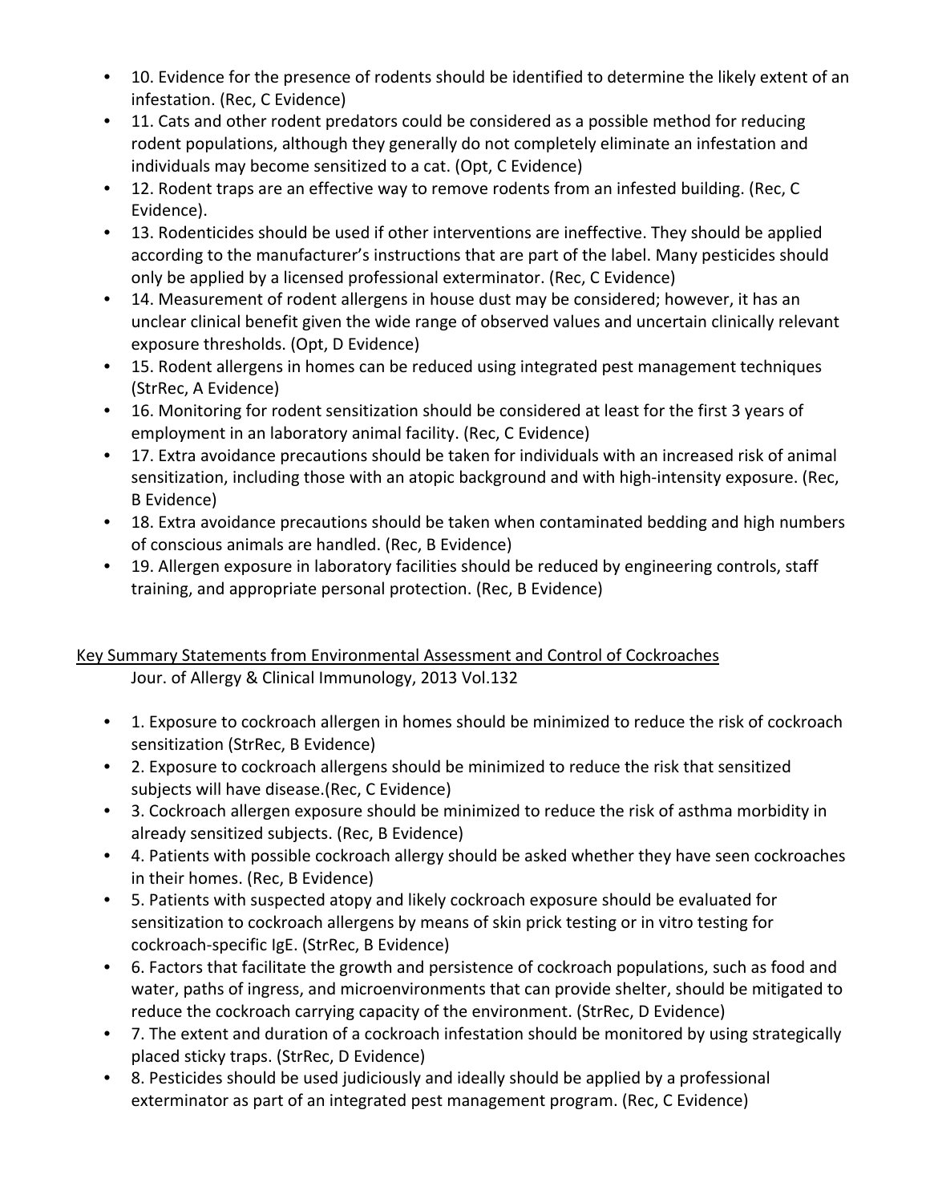- 10. Evidence for the presence of rodents should be identified to determine the likely extent of an infestation. (Rec, C Evidence)
- 11. Cats and other rodent predators could be considered as a possible method for reducing rodent populations, although they generally do not completely eliminate an infestation and individuals may become sensitized to a cat. (Opt, C Evidence)
- 12. Rodent traps are an effective way to remove rodents from an infested building. (Rec, C Evidence).
- 13. Rodenticides should be used if other interventions are ineffective. They should be applied according to the manufacturer's instructions that are part of the label. Many pesticides should only be applied by a licensed professional exterminator. (Rec, C Evidence)
- 14. Measurement of rodent allergens in house dust may be considered; however, it has an unclear clinical benefit given the wide range of observed values and uncertain clinically relevant exposure thresholds. (Opt, D Evidence)
- 15. Rodent allergens in homes can be reduced using integrated pest management techniques (StrRec, A Evidence)
- 16. Monitoring for rodent sensitization should be considered at least for the first 3 years of employment in an laboratory animal facility. (Rec, C Evidence)
- 17. Extra avoidance precautions should be taken for individuals with an increased risk of animal sensitization, including those with an atopic background and with high-intensity exposure. (Rec, B Evidence)
- 18. Extra avoidance precautions should be taken when contaminated bedding and high numbers of conscious animals are handled. (Rec, B Evidence)
- 19. Allergen exposure in laboratory facilities should be reduced by engineering controls, staff training, and appropriate personal protection. (Rec, B Evidence)

<u>Key Summary Statements from Environmental Assessment and Control of Cockroaches</u>

Jour. of Allergy & Clinical Immunology, 2013 Vol.132

- 1. Exposure to cockroach allergen in homes should be minimized to reduce the risk of cockroach sensitization (StrRec, B Evidence)
- 2. Exposure to cockroach allergens should be minimized to reduce the risk that sensitized subjects will have disease.(Rec, C Evidence)
- 3. Cockroach allergen exposure should be minimized to reduce the risk of asthma morbidity in already sensitized subjects. (Rec, B Evidence)
- 4. Patients with possible cockroach allergy should be asked whether they have seen cockroaches in their homes. (Rec, B Evidence)
- 5. Patients with suspected atopy and likely cockroach exposure should be evaluated for sensitization to cockroach allergens by means of skin prick testing or in vitro testing for cockroach-specific IgE. (StrRec, B Evidence)
- 6. Factors that facilitate the growth and persistence of cockroach populations, such as food and water, paths of ingress, and microenvironments that can provide shelter, should be mitigated to reduce the cockroach carrying capacity of the environment. (StrRec, D Evidence)
- 7. The extent and duration of a cockroach infestation should be monitored by using strategically placed sticky traps. (StrRec, D Evidence)
- 8. Pesticides should be used judiciously and ideally should be applied by a professional exterminator as part of an integrated pest management program. (Rec, C Evidence)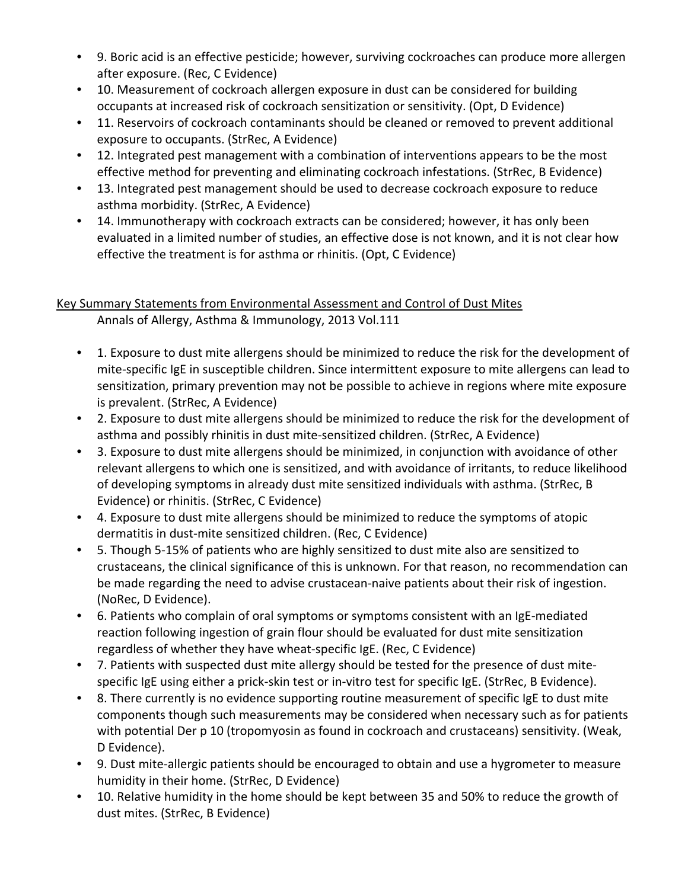- 9. Boric acid is an effective pesticide; however, surviving cockroaches can produce more allergen after exposure. (Rec, C Evidence)
- 10. Measurement of cockroach allergen exposure in dust can be considered for building occupants at increased risk of cockroach sensitization or sensitivity. (Opt, D Evidence)
- 11. Reservoirs of cockroach contaminants should be cleaned or removed to prevent additional exposure to occupants. (StrRec, A Evidence)
- 12. Integrated pest management with a combination of interventions appears to be the most effective method for preventing and eliminating cockroach infestations. (StrRec, B Evidence)
- 13. Integrated pest management should be used to decrease cockroach exposure to reduce asthma morbidity. (StrRec, A Evidence)
- 14. Immunotherapy with cockroach extracts can be considered; however, it has only been evaluated in a limited number of studies, an effective dose is not known, and it is not clear how effective the treatment is for asthma or rhinitis. (Opt, C Evidence)

<u>Key Summary Statements from Environmental Assessment and Control of Dust Mites</u>

Annals of Allergy, Asthma & Immunology, 2013 Vol.111

- 1. Exposure to dust mite allergens should be minimized to reduce the risk for the development of mite-specific IgE in susceptible children. Since intermittent exposure to mite allergens can lead to sensitization, primary prevention may not be possible to achieve in regions where mite exposure is prevalent. (StrRec, A Evidence)
- 2. Exposure to dust mite allergens should be minimized to reduce the risk for the development of asthma and possibly rhinitis in dust mite-sensitized children. (StrRec, A Evidence)
- 3. Exposure to dust mite allergens should be minimized, in conjunction with avoidance of other relevant allergens to which one is sensitized, and with avoidance of irritants, to reduce likelihood of developing symptoms in already dust mite sensitized individuals with asthma. (StrRec, B Evidence) or rhinitis. (StrRec, C Evidence)
- 4. Exposure to dust mite allergens should be minimized to reduce the symptoms of atopic dermatitis in dust-mite sensitized children. (Rec, C Evidence)
- 5. Though 5-15% of patients who are highly sensitized to dust mite also are sensitized to crustaceans, the clinical significance of this is unknown. For that reason, no recommendation can be made regarding the need to advise crustacean-naive patients about their risk of ingestion. (NoRec, D Evidence).
- 6. Patients who complain of oral symptoms or symptoms consistent with an IgE-mediated reaction following ingestion of grain flour should be evaluated for dust mite sensitization regardless of whether they have wheat-specific IgE. (Rec, C Evidence)
- 7. Patients with suspected dust mite allergy should be tested for the presence of dust mite-specific IgE using either a prick-skin test or in-vitro test for specific IgE. (StrRec, B Evidence).
- 8. There currently is no evidence supporting routine measurement of specific IgE to dust mite components though such measurements may be considered when necessary such as for patients with potential Der p 10 (tropomyosin as found in cockroach and crustaceans) sensitivity. (Weak, D Evidence).
- 9. Dust mite-allergic patients should be encouraged to obtain and use a hygrometer to measure humidity in their home. (StrRec, D Evidence)
- 10. Relative humidity in the home should be kept between 35 and 50% to reduce the growth of dust mites. (StrRec, B Evidence)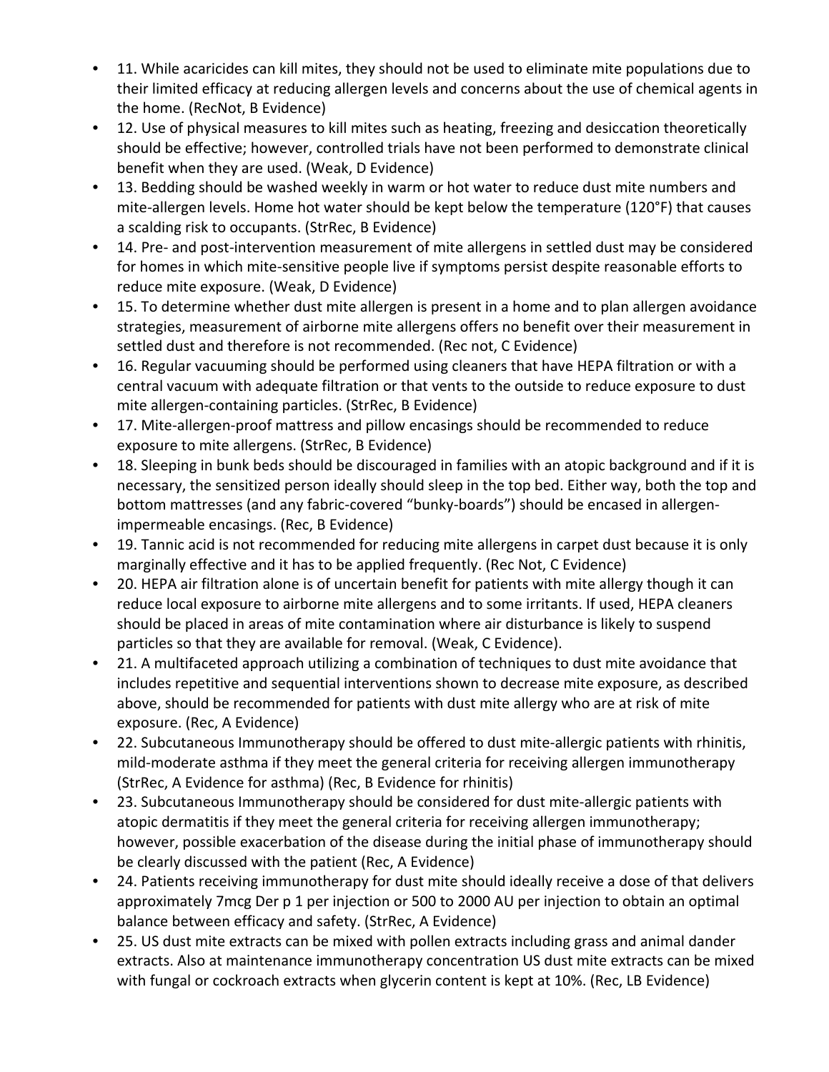- 11. While acaricides can kill mites, they should not be used to eliminate mite populations due to their limited efficacy at reducing allergen levels and concerns about the use of chemical agents in the home. (RecNot, B Evidence)
- 12. Use of physical measures to kill mites such as heating, freezing and desiccation theoretically should be effective; however, controlled trials have not been performed to demonstrate clinical benefit when they are used. (Weak, D Evidence)
- 13. Bedding should be washed weekly in warm or hot water to reduce dust mite numbers and mite-allergen levels. Home hot water should be kept below the temperature (120°F) that causes a scalding risk to occupants. (StrRec, B Evidence)
- 14. Pre- and post-intervention measurement of mite allergens in settled dust may be considered for homes in which mite-sensitive people live if symptoms persist despite reasonable efforts to reduce mite exposure. (Weak, D Evidence)
- 15. To determine whether dust mite allergen is present in a home and to plan allergen avoidance strategies, measurement of airborne mite allergens offers no benefit over their measurement in settled dust and therefore is not recommended. (Rec not, C Evidence)
- 16. Regular vacuuming should be performed using cleaners that have HEPA filtration or with a central vacuum with adequate filtration or that vents to the outside to reduce exposure to dust mite allergen-containing particles. (StrRec, B Evidence)
- 17. Mite-allergen-proof mattress and pillow encasings should be recommended to reduce exposure to mite allergens. (StrRec, B Evidence)
- 18. Sleeping in bunk beds should be discouraged in families with an atopic background and if it is necessary, the sensitized person ideally should sleep in the top bed. Either way, both the top and bottom mattresses (and any fabric-covered "bunky-boards") should be encased in allergen-impermeable encasings. (Rec, B Evidence)
- 19. Tannic acid is not recommended for reducing mite allergens in carpet dust because it is only marginally effective and it has to be applied frequently. (Rec Not, C Evidence)
- 20. HEPA air filtration alone is of uncertain benefit for patients with mite allergy though it can reduce local exposure to airborne mite allergens and to some irritants. If used, HEPA cleaners should be placed in areas of mite contamination where air disturbance is likely to suspend particles so that they are available for removal. (Weak, C Evidence).
- 21. A multifaceted approach utilizing a combination of techniques to dust mite avoidance that includes repetitive and sequential interventions shown to decrease mite exposure, as described above, should be recommended for patients with dust mite allergy who are at risk of mite exposure. (Rec, A Evidence)
- 22. Subcutaneous Immunotherapy should be offered to dust mite-allergic patients with rhinitis, mild-moderate asthma if they meet the general criteria for receiving allergen immunotherapy (StrRec, A Evidence for asthma) (Rec, B Evidence for rhinitis)
- 23. Subcutaneous Immunotherapy should be considered for dust mite-allergic patients with atopic dermatitis if they meet the general criteria for receiving allergen immunotherapy; however, possible exacerbation of the disease during the initial phase of immunotherapy should be clearly discussed with the patient (Rec, A Evidence)
- 24. Patients receiving immunotherapy for dust mite should ideally receive a dose of that delivers approximately 7mcg Der p 1 per injection or 500 to 2000 AU per injection to obtain an optimal balance between efficacy and safety. (StrRec, A Evidence)
- 25. US dust mite extracts can be mixed with pollen extracts including grass and animal dander extracts. Also at maintenance immunotherapy concentration US dust mite extracts can be mixed with fungal or cockroach extracts when glycerin content is kept at 10%. (Rec, LB Evidence)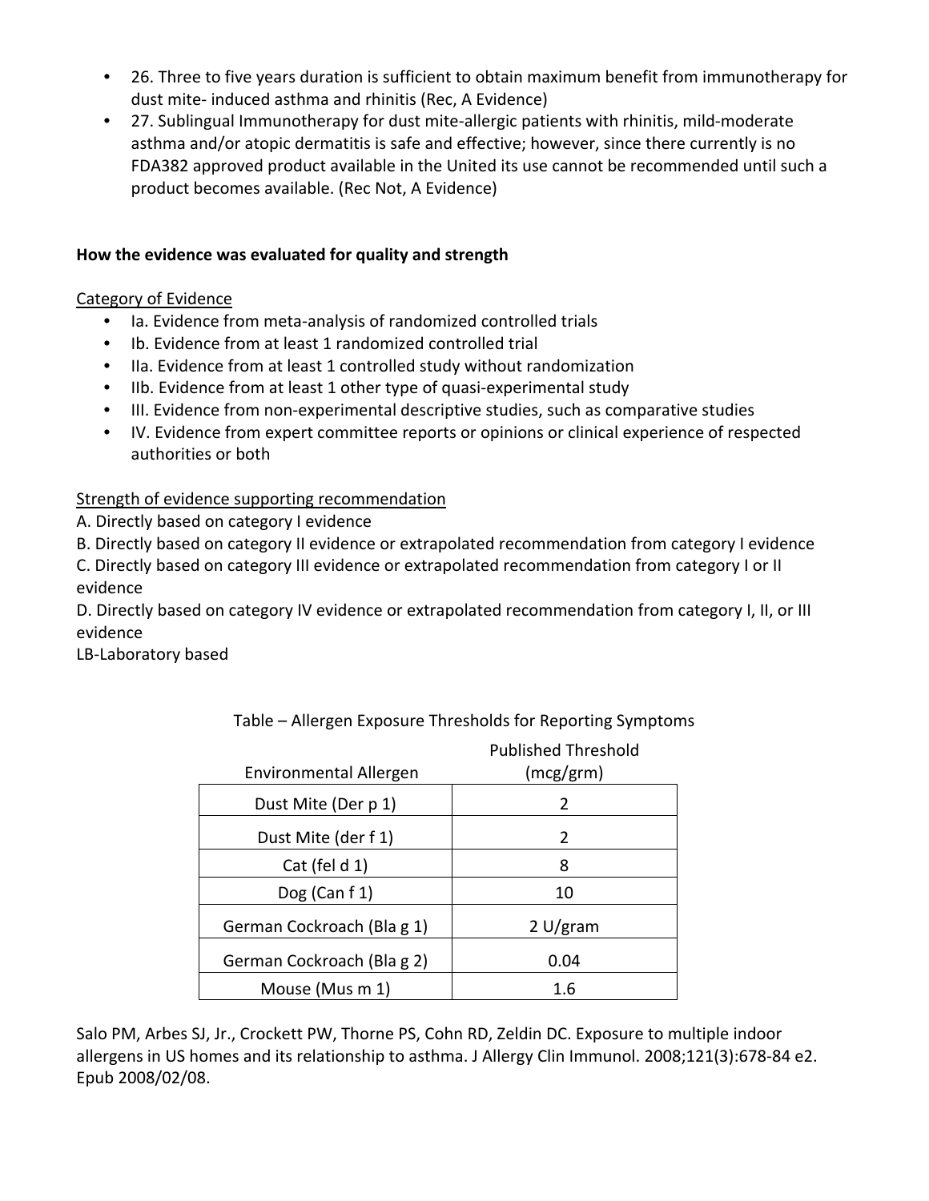- 26. Three to five years duration is sufficient to obtain maximum benefit from immunotherapy for dust mite- induced asthma and rhinitis (Rec, A Evidence)
- 27. Sublingual Immunotherapy for dust mite-allergic patients with rhinitis, mild-moderate asthma and/or atopic dermatitis is safe and effective; however, since there currently is no FDA382 approved product available in the United its use cannot be recommended until such a product becomes available. (Rec Not, A Evidence)

**How the evidence was evaluated for quality and strength**

Category of Evidence

- Ia. Evidence from meta-analysis of randomized controlled trials
- Ib. Evidence from at least 1 randomized controlled trial
- IIa. Evidence from at least 1 controlled study without randomization
- IIb. Evidence from at least 1 other type of quasi-experimental study
- III. Evidence from non-experimental descriptive studies, such as comparative studies
- IV. Evidence from expert committee reports or opinions or clinical experience of respected authorities or both

Strength of evidence supporting recommendation

A. Directly based on category I evidence
B. Directly based on category II evidence or extrapolated recommendation from category I evidence
C. Directly based on category III evidence or extrapolated recommendation from category I or II evidence
D. Directly based on category IV evidence or extrapolated recommendation from category I, II, or III evidence
LB-Laboratory based

Table – Allergen Exposure Thresholds for Reporting Symptoms

| Environmental Allergen | Published Threshold (mcg/grm) |
|---|---|
| Dust Mite (Der p 1) | 2 |
| Dust Mite (der f 1) | 2 |
| Cat (fel d 1) | 8 |
| Dog (Can f 1) | 10 |
| German Cockroach (Bla g 1) | 2 U/gram |
| German Cockroach (Bla g 2) | 0.04 |
| Mouse (Mus m 1) | 1.6 |

Salo PM, Arbes SJ, Jr., Crockett PW, Thorne PS, Cohn RD, Zeldin DC. Exposure to multiple indoor allergens in US homes and its relationship to asthma. J Allergy Clin Immunol. 2008;121(3):678-84 e2. Epub 2008/02/08.